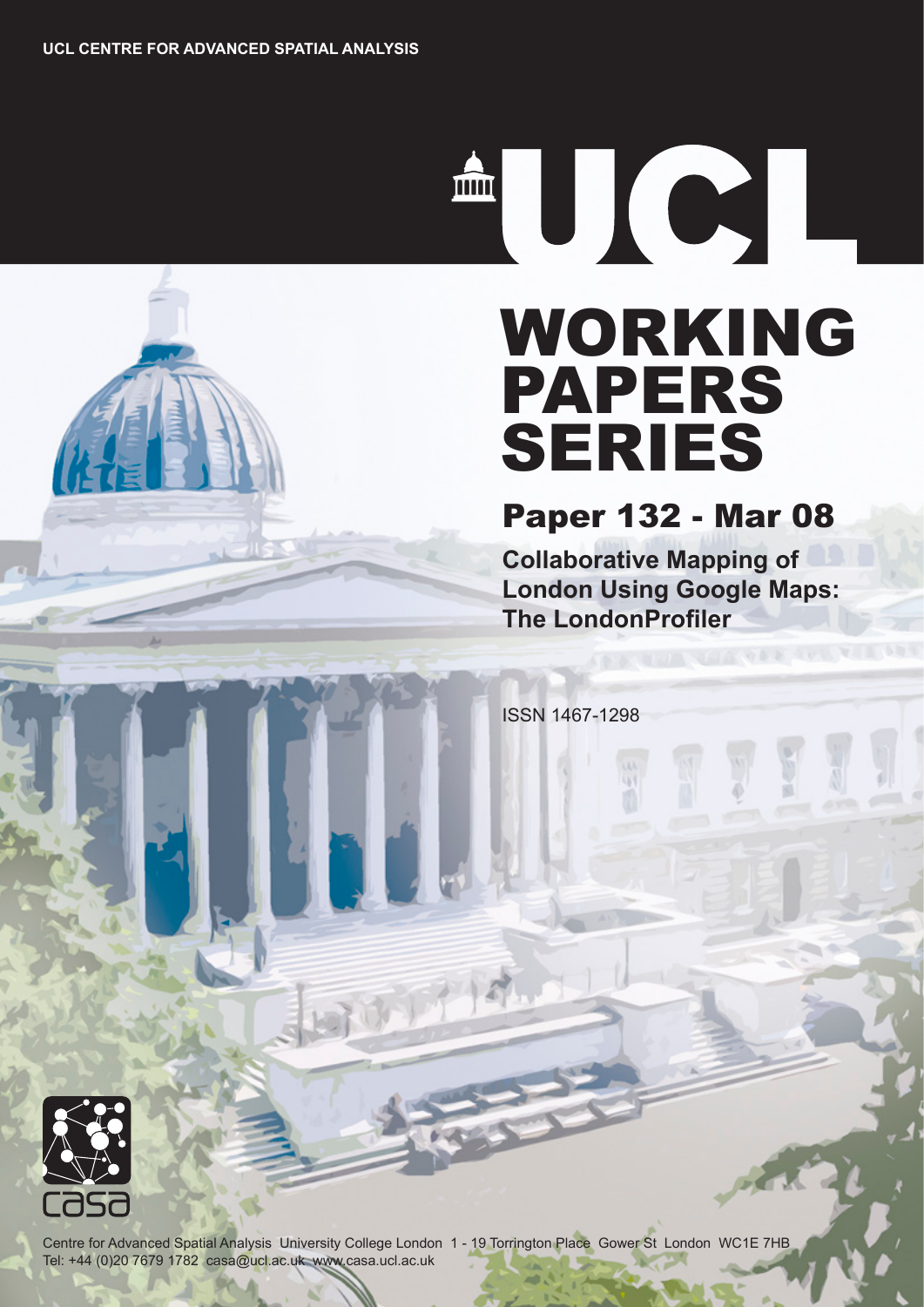UCL CENTRE FOR ADVANCED SPATIAL ANALYSIS

# UCL

# WORKING PAPERS SERIES

## Paper 132 - Mar 08

**Collaborative Mapping of London Using Google Maps: The LondonProfiler**

ISSN 1467-1298

casa

Centre for Advanced Spatial Analysis University College London 1 - 19 Torrington Place Gower St London WC1E 7HB
Tel: +44 (0)20 7679 1782 casa@ucl.ac.uk www.casa.ucl.ac.uk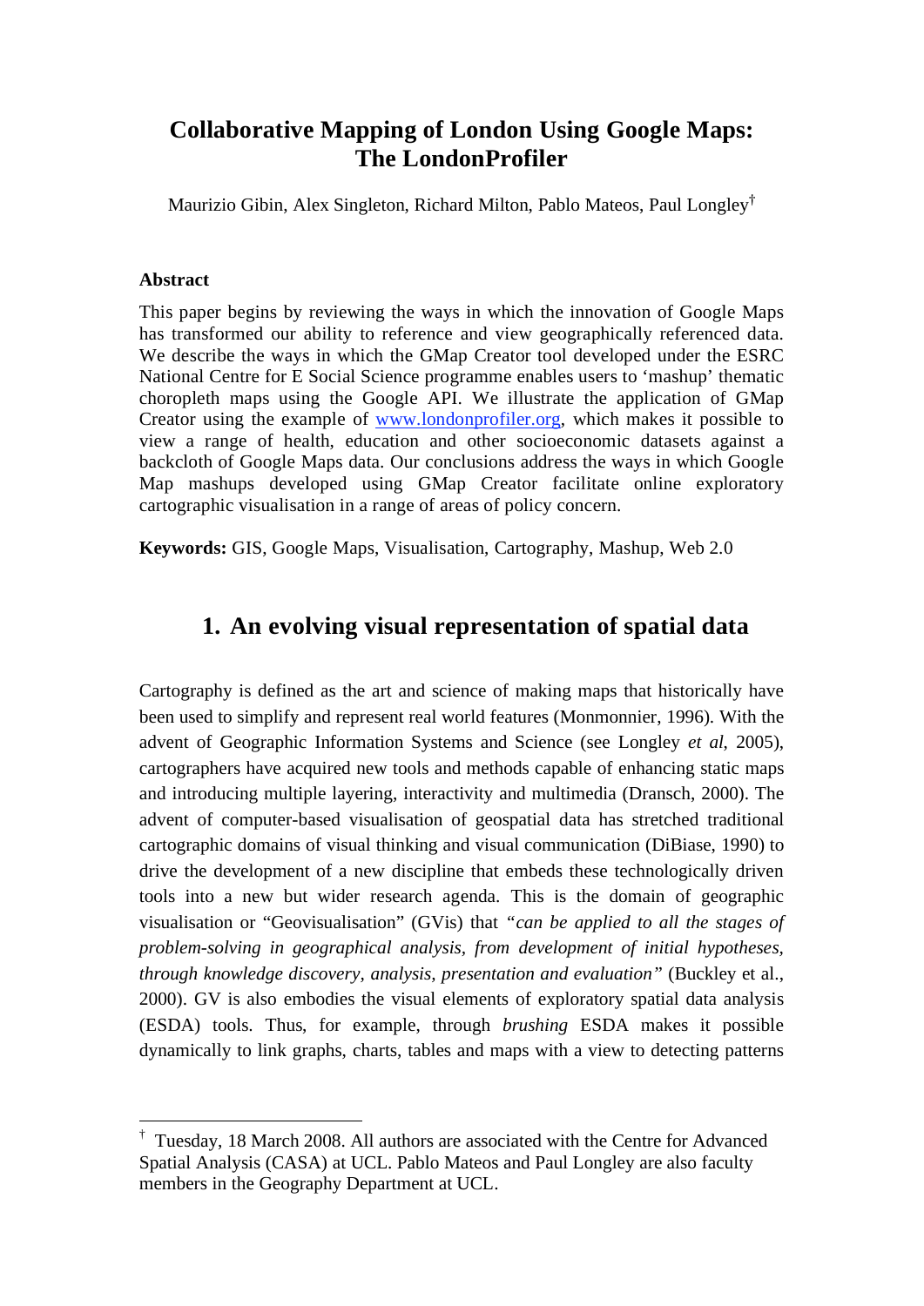# Collaborative Mapping of London Using Google Maps: The LondonProfiler

Maurizio Gibin, Alex Singleton, Richard Milton, Pablo Mateos, Paul Longley†

### Abstract

This paper begins by reviewing the ways in which the innovation of Google Maps has transformed our ability to reference and view geographically referenced data. We describe the ways in which the GMap Creator tool developed under the ESRC National Centre for E Social Science programme enables users to 'mashup' thematic choropleth maps using the Google API. We illustrate the application of GMap Creator using the example of www.londonprofiler.org, which makes it possible to view a range of health, education and other socioeconomic datasets against a backcloth of Google Maps data. Our conclusions address the ways in which Google Map mashups developed using GMap Creator facilitate online exploratory cartographic visualisation in a range of areas of policy concern.

**Keywords:** GIS, Google Maps, Visualisation, Cartography, Mashup, Web 2.0

## 1. An evolving visual representation of spatial data

Cartography is defined as the art and science of making maps that historically have been used to simplify and represent real world features (Monmonnier, 1996). With the advent of Geographic Information Systems and Science (see Longley *et al*, 2005), cartographers have acquired new tools and methods capable of enhancing static maps and introducing multiple layering, interactivity and multimedia (Dransch, 2000). The advent of computer-based visualisation of geospatial data has stretched traditional cartographic domains of visual thinking and visual communication (DiBiase, 1990) to drive the development of a new discipline that embeds these technologically driven tools into a new but wider research agenda. This is the domain of geographic visualisation or "Geovisualisation" (GVis) that *"can be applied to all the stages of problem-solving in geographical analysis, from development of initial hypotheses, through knowledge discovery, analysis, presentation and evaluation"* (Buckley et al., 2000). GV is also embodies the visual elements of exploratory spatial data analysis (ESDA) tools. Thus, for example, through *brushing* ESDA makes it possible dynamically to link graphs, charts, tables and maps with a view to detecting patterns

† Tuesday, 18 March 2008. All authors are associated with the Centre for Advanced Spatial Analysis (CASA) at UCL. Pablo Mateos and Paul Longley are also faculty members in the Geography Department at UCL.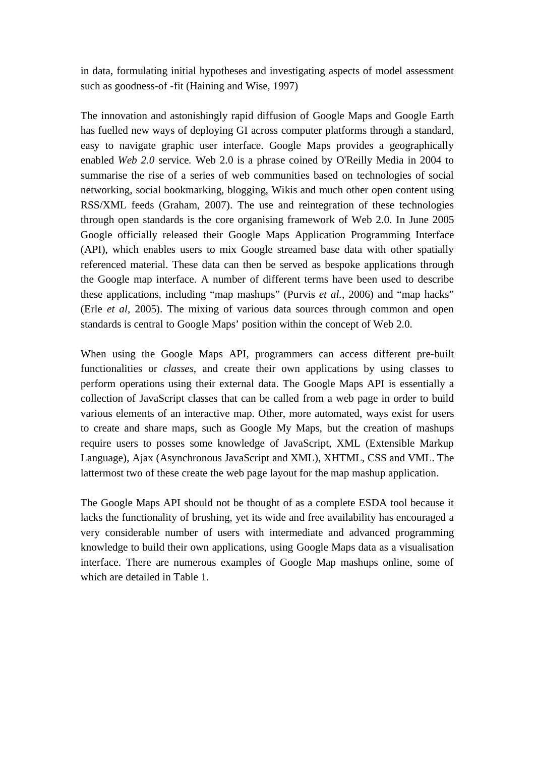in data, formulating initial hypotheses and investigating aspects of model assessment such as goodness-of -fit (Haining and Wise, 1997)

The innovation and astonishingly rapid diffusion of Google Maps and Google Earth has fuelled new ways of deploying GI across computer platforms through a standard, easy to navigate graphic user interface. Google Maps provides a geographically enabled *Web 2.0* service. Web 2.0 is a phrase coined by O'Reilly Media in 2004 to summarise the rise of a series of web communities based on technologies of social networking, social bookmarking, blogging, Wikis and much other open content using RSS/XML feeds (Graham, 2007). The use and reintegration of these technologies through open standards is the core organising framework of Web 2.0. In June 2005 Google officially released their Google Maps Application Programming Interface (API), which enables users to mix Google streamed base data with other spatially referenced material. These data can then be served as bespoke applications through the Google map interface. A number of different terms have been used to describe these applications, including "map mashups" (Purvis *et al.*, 2006) and "map hacks" (Erle *et al*, 2005). The mixing of various data sources through common and open standards is central to Google Maps' position within the concept of Web 2.0.

When using the Google Maps API, programmers can access different pre-built functionalities or *classes*, and create their own applications by using classes to perform operations using their external data. The Google Maps API is essentially a collection of JavaScript classes that can be called from a web page in order to build various elements of an interactive map. Other, more automated, ways exist for users to create and share maps, such as Google My Maps, but the creation of mashups require users to posses some knowledge of JavaScript, XML (Extensible Markup Language), Ajax (Asynchronous JavaScript and XML), XHTML, CSS and VML. The lattermost two of these create the web page layout for the map mashup application.

The Google Maps API should not be thought of as a complete ESDA tool because it lacks the functionality of brushing, yet its wide and free availability has encouraged a very considerable number of users with intermediate and advanced programming knowledge to build their own applications, using Google Maps data as a visualisation interface. There are numerous examples of Google Map mashups online, some of which are detailed in Table 1.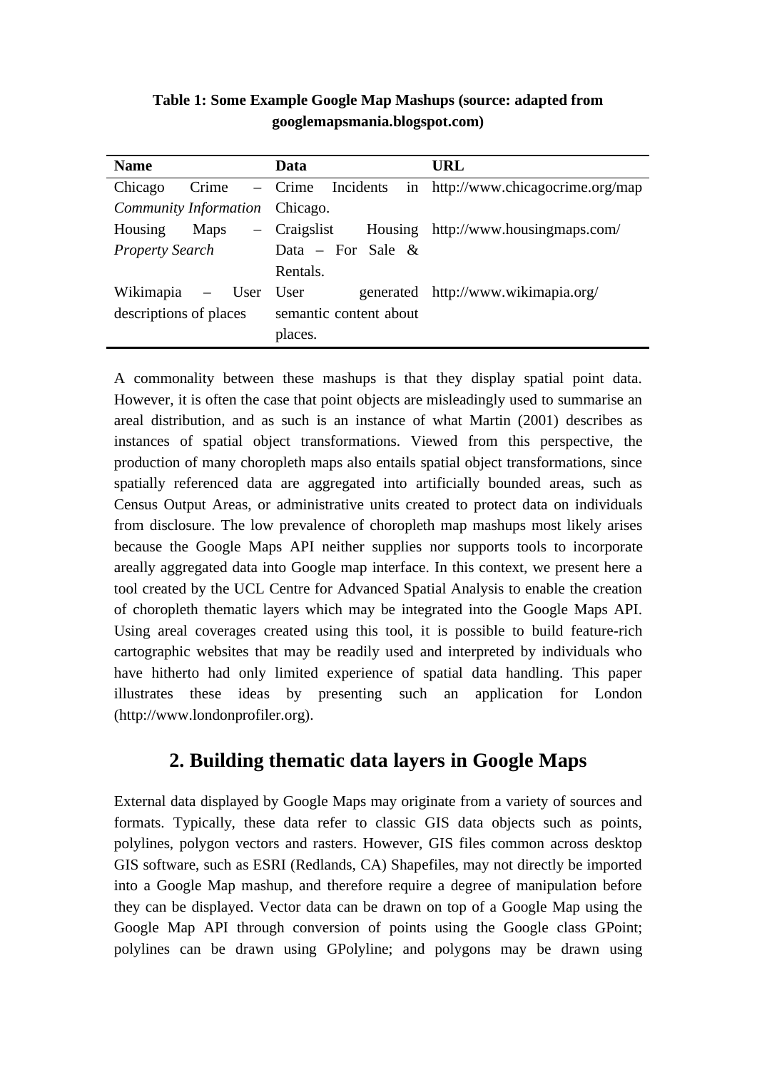**Table 1: Some Example Google Map Mashups (source: adapted from googlemapsmania.blogspot.com)**

| Name | Data | URL |
|---|---|---|
| Chicago Crime – *Community Information* | Crime Incidents in Chicago. | http://www.chicagocrime.org/map |
| Housing Maps – *Property Search* | Craigslist Housing Data – For Sale & Rentals. | http://www.housingmaps.com/ |
| Wikimapia – User descriptions of places | User generated semantic content about places. | http://www.wikimapia.org/ |

A commonality between these mashups is that they display spatial point data. However, it is often the case that point objects are misleadingly used to summarise an areal distribution, and as such is an instance of what Martin (2001) describes as instances of spatial object transformations. Viewed from this perspective, the production of many choropleth maps also entails spatial object transformations, since spatially referenced data are aggregated into artificially bounded areas, such as Census Output Areas, or administrative units created to protect data on individuals from disclosure. The low prevalence of choropleth map mashups most likely arises because the Google Maps API neither supplies nor supports tools to incorporate areally aggregated data into Google map interface. In this context, we present here a tool created by the UCL Centre for Advanced Spatial Analysis to enable the creation of choropleth thematic layers which may be integrated into the Google Maps API. Using areal coverages created using this tool, it is possible to build feature-rich cartographic websites that may be readily used and interpreted by individuals who have hitherto had only limited experience of spatial data handling. This paper illustrates these ideas by presenting such an application for London (http://www.londonprofiler.org).

## 2. Building thematic data layers in Google Maps

External data displayed by Google Maps may originate from a variety of sources and formats. Typically, these data refer to classic GIS data objects such as points, polylines, polygon vectors and rasters. However, GIS files common across desktop GIS software, such as ESRI (Redlands, CA) Shapefiles, may not directly be imported into a Google Map mashup, and therefore require a degree of manipulation before they can be displayed. Vector data can be drawn on top of a Google Map using the Google Map API through conversion of points using the Google class GPoint; polylines can be drawn using GPolyline; and polygons may be drawn using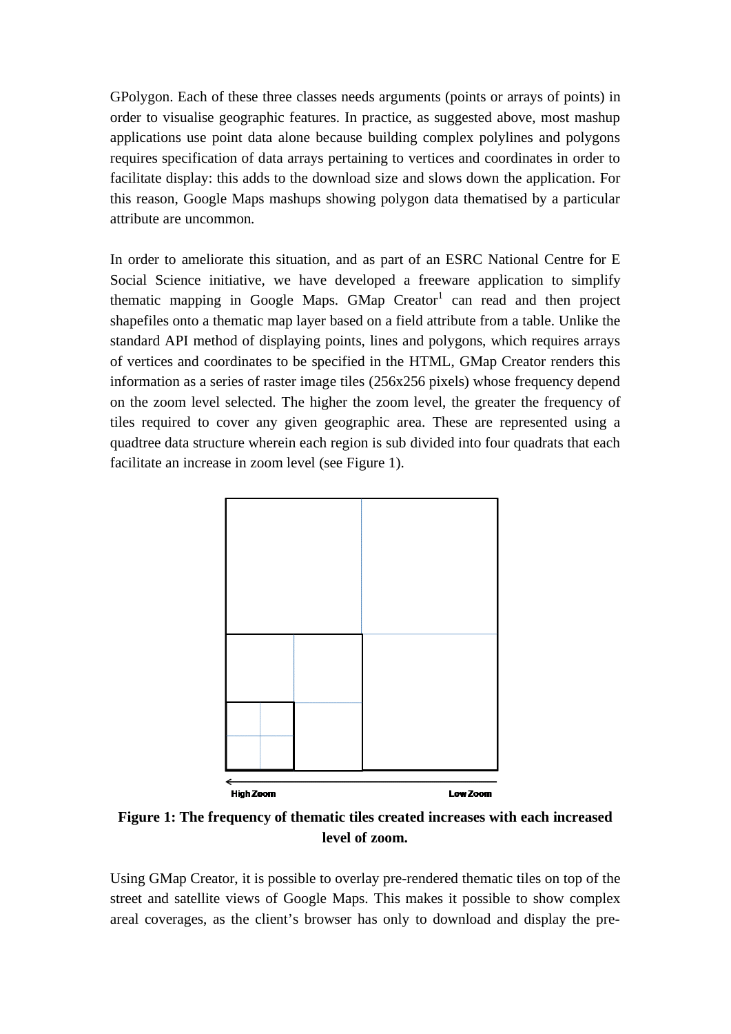GPolygon. Each of these three classes needs arguments (points or arrays of points) in order to visualise geographic features. In practice, as suggested above, most mashup applications use point data alone because building complex polylines and polygons requires specification of data arrays pertaining to vertices and coordinates in order to facilitate display: this adds to the download size and slows down the application. For this reason, Google Maps mashups showing polygon data thematised by a particular attribute are uncommon.

In order to ameliorate this situation, and as part of an ESRC National Centre for E Social Science initiative, we have developed a freeware application to simplify thematic mapping in Google Maps. GMap Creator[1] can read and then project shapefiles onto a thematic map layer based on a field attribute from a table. Unlike the standard API method of displaying points, lines and polygons, which requires arrays of vertices and coordinates to be specified in the HTML, GMap Creator renders this information as a series of raster image tiles (256x256 pixels) whose frequency depend on the zoom level selected. The higher the zoom level, the greater the frequency of tiles required to cover any given geographic area. These are represented using a quadtree data structure wherein each region is sub divided into four quadrats that each facilitate an increase in zoom level (see Figure 1).

High Zoom ← Low Zoom

**Figure 1: The frequency of thematic tiles created increases with each increased level of zoom.**

Using GMap Creator, it is possible to overlay pre-rendered thematic tiles on top of the street and satellite views of Google Maps. This makes it possible to show complex areal coverages, as the client's browser has only to download and display the pre-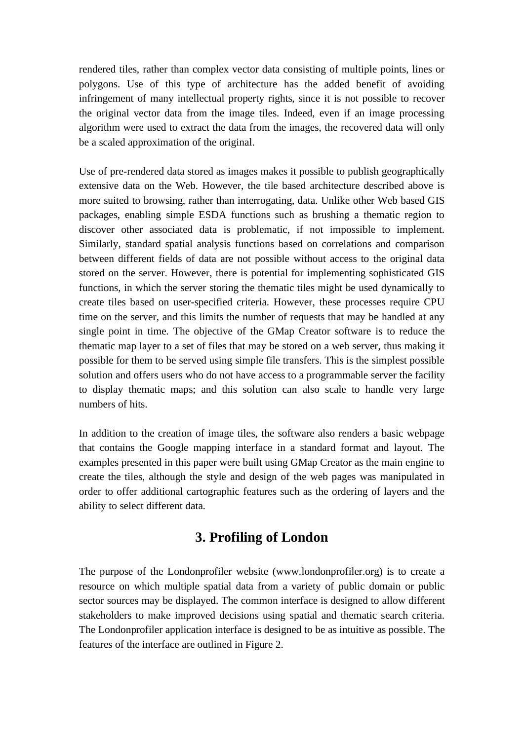rendered tiles, rather than complex vector data consisting of multiple points, lines or polygons. Use of this type of architecture has the added benefit of avoiding infringement of many intellectual property rights, since it is not possible to recover the original vector data from the image tiles. Indeed, even if an image processing algorithm were used to extract the data from the images, the recovered data will only be a scaled approximation of the original.

Use of pre-rendered data stored as images makes it possible to publish geographically extensive data on the Web. However, the tile based architecture described above is more suited to browsing, rather than interrogating, data. Unlike other Web based GIS packages, enabling simple ESDA functions such as brushing a thematic region to discover other associated data is problematic, if not impossible to implement. Similarly, standard spatial analysis functions based on correlations and comparison between different fields of data are not possible without access to the original data stored on the server. However, there is potential for implementing sophisticated GIS functions, in which the server storing the thematic tiles might be used dynamically to create tiles based on user-specified criteria. However, these processes require CPU time on the server, and this limits the number of requests that may be handled at any single point in time. The objective of the GMap Creator software is to reduce the thematic map layer to a set of files that may be stored on a web server, thus making it possible for them to be served using simple file transfers. This is the simplest possible solution and offers users who do not have access to a programmable server the facility to display thematic maps; and this solution can also scale to handle very large numbers of hits.

In addition to the creation of image tiles, the software also renders a basic webpage that contains the Google mapping interface in a standard format and layout. The examples presented in this paper were built using GMap Creator as the main engine to create the tiles, although the style and design of the web pages was manipulated in order to offer additional cartographic features such as the ordering of layers and the ability to select different data.

## 3. Profiling of London

The purpose of the Londonprofiler website (www.londonprofiler.org) is to create a resource on which multiple spatial data from a variety of public domain or public sector sources may be displayed. The common interface is designed to allow different stakeholders to make improved decisions using spatial and thematic search criteria. The Londonprofiler application interface is designed to be as intuitive as possible. The features of the interface are outlined in Figure 2.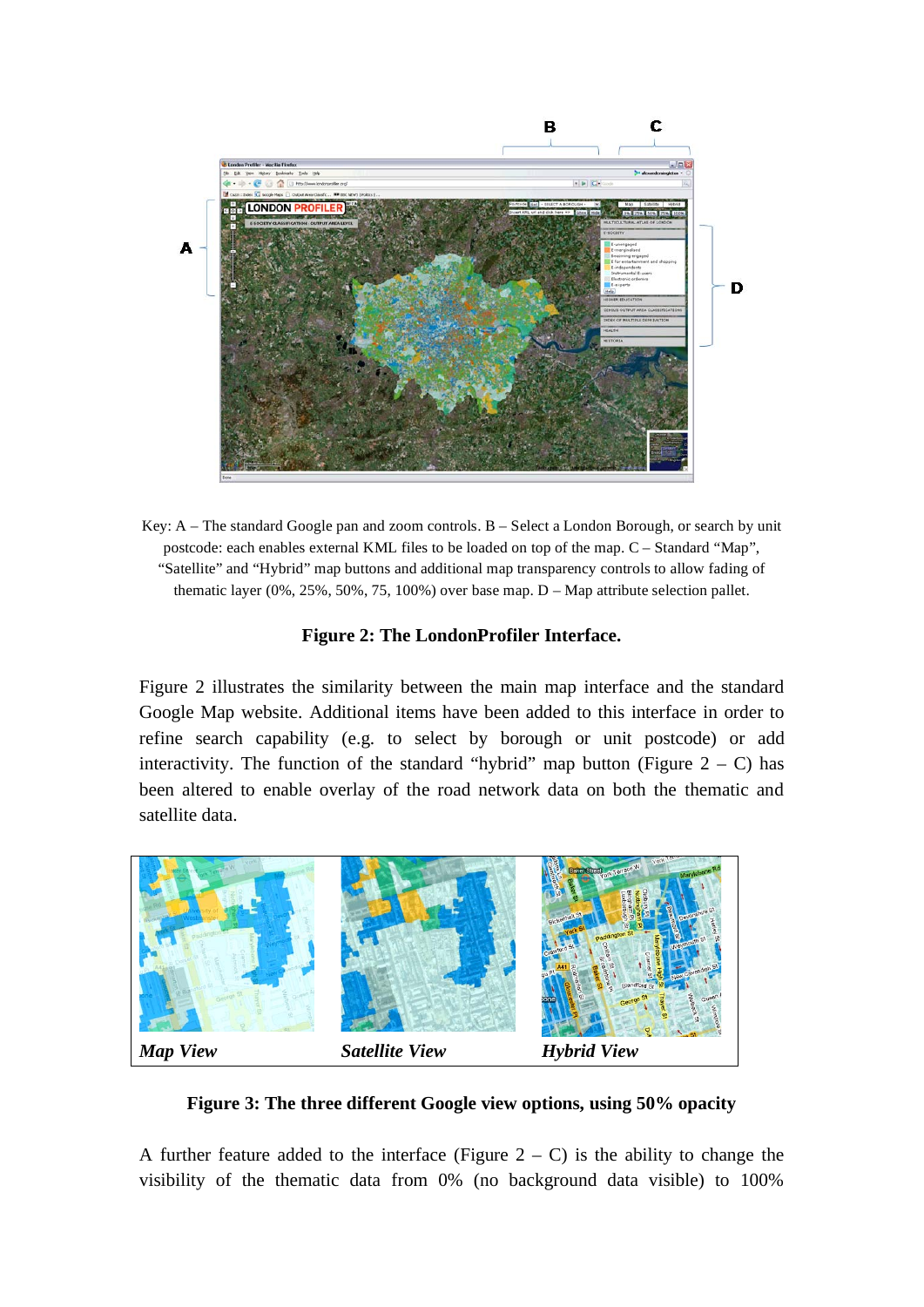Key: A – The standard Google pan and zoom controls. B – Select a London Borough, or search by unit postcode: each enables external KML files to be loaded on top of the map. C – Standard "Map", "Satellite" and "Hybrid" map buttons and additional map transparency controls to allow fading of thematic layer (0%, 25%, 50%, 75, 100%) over base map. D – Map attribute selection pallet.

**Figure 2: The LondonProfiler Interface.**

Figure 2 illustrates the similarity between the main map interface and the standard Google Map website. Additional items have been added to this interface in order to refine search capability (e.g. to select by borough or unit postcode) or add interactivity. The function of the standard "hybrid" map button (Figure 2 – C) has been altered to enable overlay of the road network data on both the thematic and satellite data.

*Map View* *Satellite View* *Hybrid View*

**Figure 3: The three different Google view options, using 50% opacity**

A further feature added to the interface (Figure 2 – C) is the ability to change the visibility of the thematic data from 0% (no background data visible) to 100%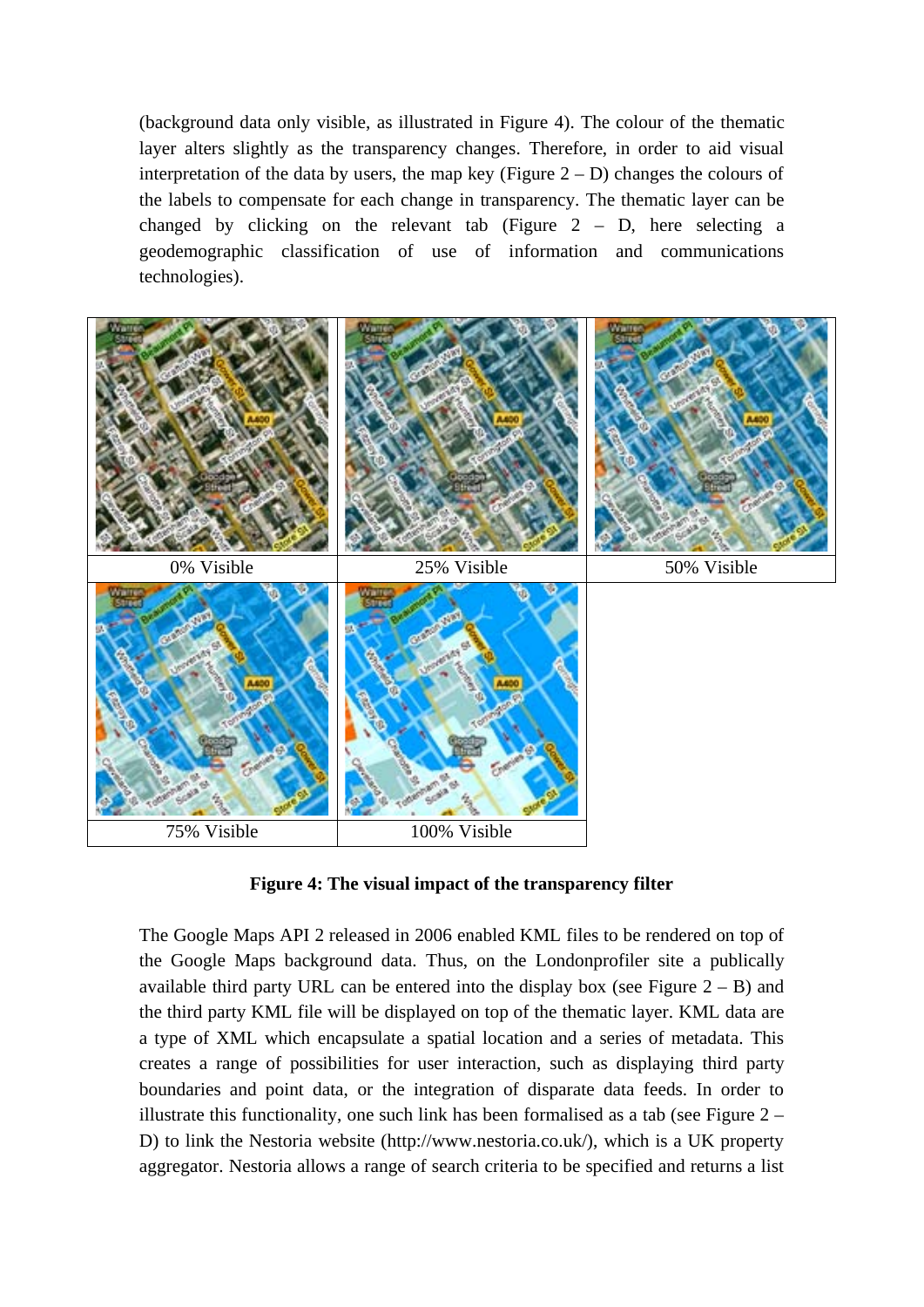(background data only visible, as illustrated in Figure 4). The colour of the thematic layer alters slightly as the transparency changes. Therefore, in order to aid visual interpretation of the data by users, the map key (Figure 2 – D) changes the colours of the labels to compensate for each change in transparency. The thematic layer can be changed by clicking on the relevant tab (Figure 2 – D, here selecting a geodemographic classification of use of information and communications technologies).

| 0% Visible | 25% Visible | 50% Visible |
| --- | --- | --- |
| 75% Visible | 100% Visible | |

**Figure 4: The visual impact of the transparency filter**

The Google Maps API 2 released in 2006 enabled KML files to be rendered on top of the Google Maps background data. Thus, on the Londonprofiler site a publically available third party URL can be entered into the display box (see Figure 2 – B) and the third party KML file will be displayed on top of the thematic layer. KML data are a type of XML which encapsulate a spatial location and a series of metadata. This creates a range of possibilities for user interaction, such as displaying third party boundaries and point data, or the integration of disparate data feeds. In order to illustrate this functionality, one such link has been formalised as a tab (see Figure 2 – D) to link the Nestoria website (http://www.nestoria.co.uk/), which is a UK property aggregator. Nestoria allows a range of search criteria to be specified and returns a list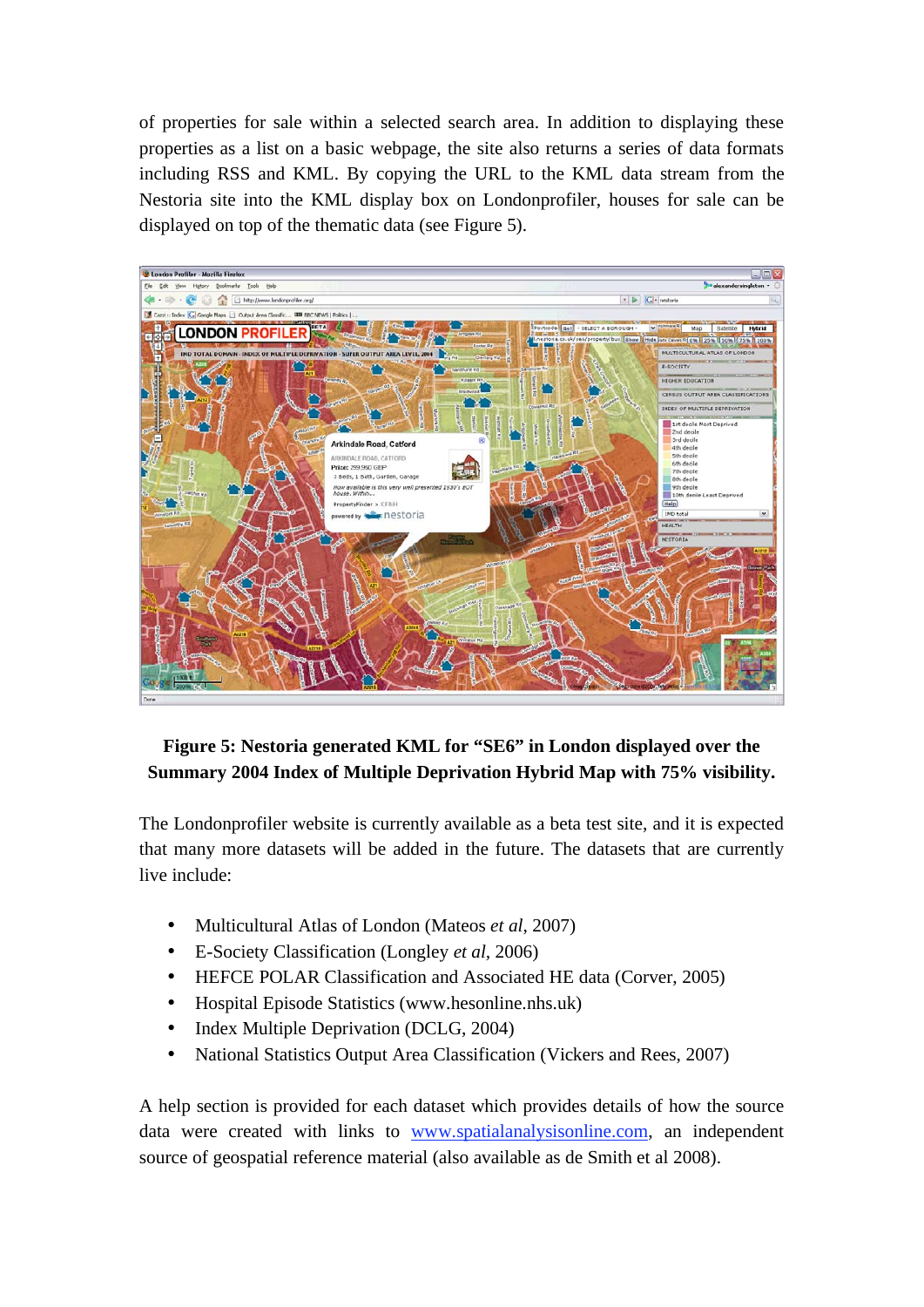of properties for sale within a selected search area. In addition to displaying these properties as a list on a basic webpage, the site also returns a series of data formats including RSS and KML. By copying the URL to the KML data stream from the Nestoria site into the KML display box on Londonprofiler, houses for sale can be displayed on top of the thematic data (see Figure 5).

**Figure 5: Nestoria generated KML for "SE6" in London displayed over the Summary 2004 Index of Multiple Deprivation Hybrid Map with 75% visibility.**

The Londonprofiler website is currently available as a beta test site, and it is expected that many more datasets will be added in the future. The datasets that are currently live include:

- Multicultural Atlas of London (Mateos *et al*, 2007)
- E-Society Classification (Longley *et al*, 2006)
- HEFCE POLAR Classification and Associated HE data (Corver, 2005)
- Hospital Episode Statistics (www.hesonline.nhs.uk)
- Index Multiple Deprivation (DCLG, 2004)
- National Statistics Output Area Classification (Vickers and Rees, 2007)

A help section is provided for each dataset which provides details of how the source data were created with links to www.spatialanalysisonline.com, an independent source of geospatial reference material (also available as de Smith et al 2008).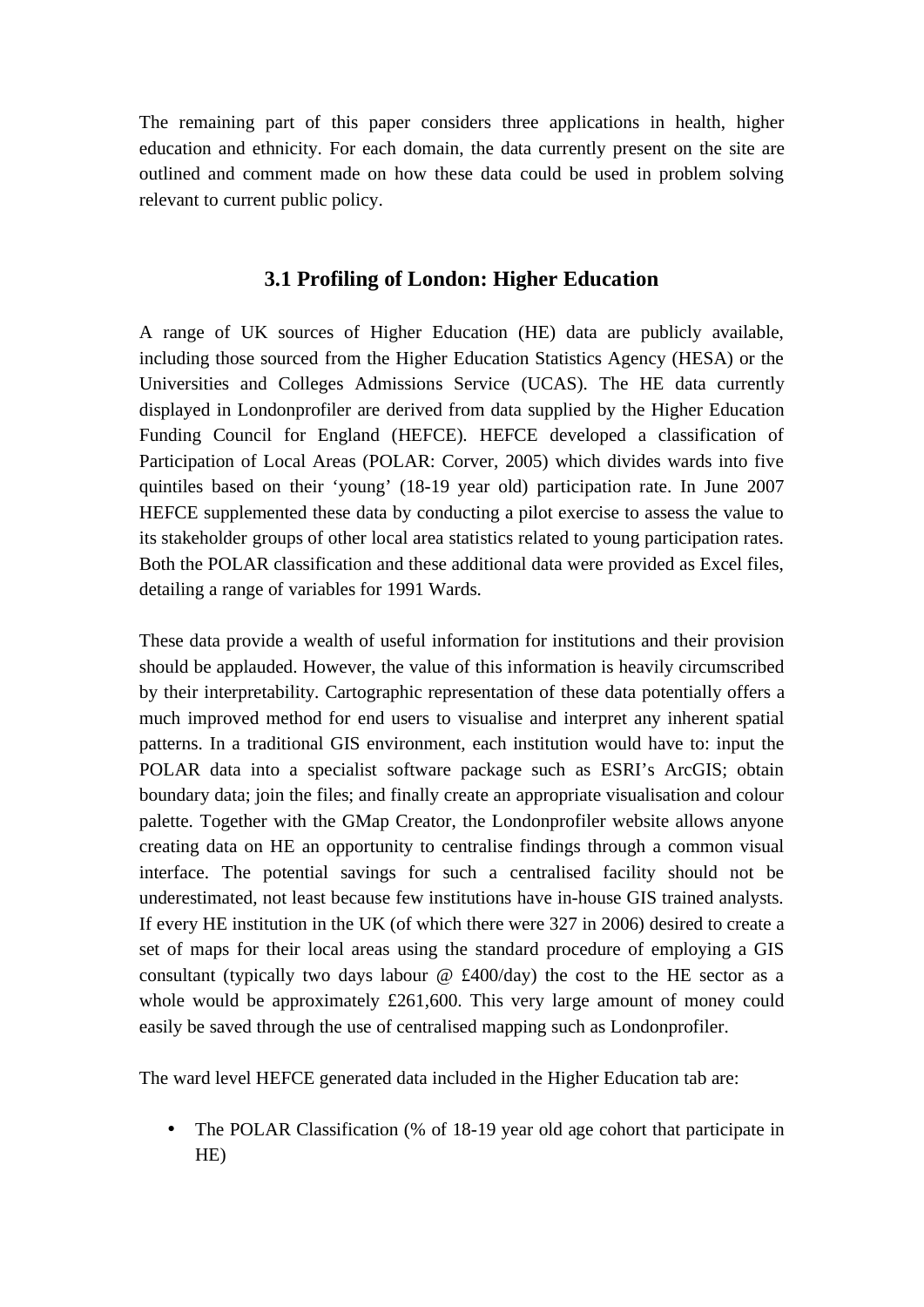The remaining part of this paper considers three applications in health, higher education and ethnicity. For each domain, the data currently present on the site are outlined and comment made on how these data could be used in problem solving relevant to current public policy.

## 3.1 Profiling of London: Higher Education

A range of UK sources of Higher Education (HE) data are publicly available, including those sourced from the Higher Education Statistics Agency (HESA) or the Universities and Colleges Admissions Service (UCAS). The HE data currently displayed in Londonprofiler are derived from data supplied by the Higher Education Funding Council for England (HEFCE). HEFCE developed a classification of Participation of Local Areas (POLAR: Corver, 2005) which divides wards into five quintiles based on their 'young' (18-19 year old) participation rate. In June 2007 HEFCE supplemented these data by conducting a pilot exercise to assess the value to its stakeholder groups of other local area statistics related to young participation rates. Both the POLAR classification and these additional data were provided as Excel files, detailing a range of variables for 1991 Wards.

These data provide a wealth of useful information for institutions and their provision should be applauded. However, the value of this information is heavily circumscribed by their interpretability. Cartographic representation of these data potentially offers a much improved method for end users to visualise and interpret any inherent spatial patterns. In a traditional GIS environment, each institution would have to: input the POLAR data into a specialist software package such as ESRI's ArcGIS; obtain boundary data; join the files; and finally create an appropriate visualisation and colour palette. Together with the GMap Creator, the Londonprofiler website allows anyone creating data on HE an opportunity to centralise findings through a common visual interface. The potential savings for such a centralised facility should not be underestimated, not least because few institutions have in-house GIS trained analysts. If every HE institution in the UK (of which there were 327 in 2006) desired to create a set of maps for their local areas using the standard procedure of employing a GIS consultant (typically two days labour @ £400/day) the cost to the HE sector as a whole would be approximately £261,600. This very large amount of money could easily be saved through the use of centralised mapping such as Londonprofiler.

The ward level HEFCE generated data included in the Higher Education tab are:

- The POLAR Classification (% of 18-19 year old age cohort that participate in HE)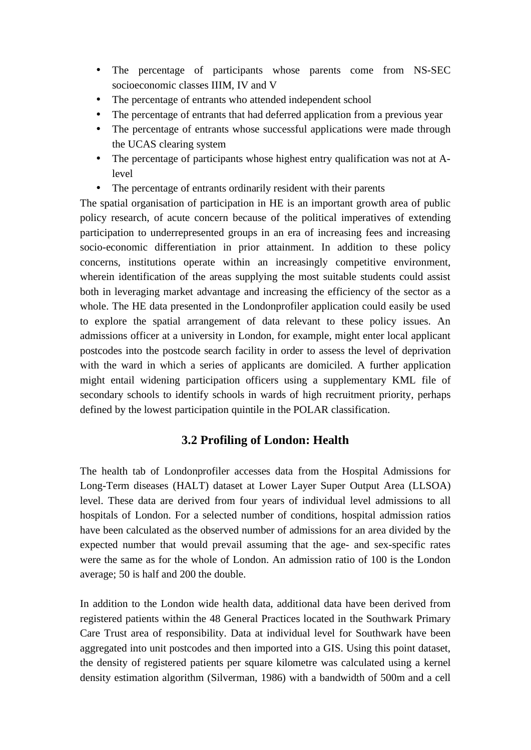- The percentage of participants whose parents come from NS-SEC socioeconomic classes IIIM, IV and V
- The percentage of entrants who attended independent school
- The percentage of entrants that had deferred application from a previous year
- The percentage of entrants whose successful applications were made through the UCAS clearing system
- The percentage of participants whose highest entry qualification was not at A-level
- The percentage of entrants ordinarily resident with their parents

The spatial organisation of participation in HE is an important growth area of public policy research, of acute concern because of the political imperatives of extending participation to underrepresented groups in an era of increasing fees and increasing socio-economic differentiation in prior attainment. In addition to these policy concerns, institutions operate within an increasingly competitive environment, wherein identification of the areas supplying the most suitable students could assist both in leveraging market advantage and increasing the efficiency of the sector as a whole. The HE data presented in the Londonprofiler application could easily be used to explore the spatial arrangement of data relevant to these policy issues. An admissions officer at a university in London, for example, might enter local applicant postcodes into the postcode search facility in order to assess the level of deprivation with the ward in which a series of applicants are domiciled. A further application might entail widening participation officers using a supplementary KML file of secondary schools to identify schools in wards of high recruitment priority, perhaps defined by the lowest participation quintile in the POLAR classification.

## 3.2 Profiling of London: Health

The health tab of Londonprofiler accesses data from the Hospital Admissions for Long-Term diseases (HALT) dataset at Lower Layer Super Output Area (LLSOA) level. These data are derived from four years of individual level admissions to all hospitals of London. For a selected number of conditions, hospital admission ratios have been calculated as the observed number of admissions for an area divided by the expected number that would prevail assuming that the age- and sex-specific rates were the same as for the whole of London. An admission ratio of 100 is the London average; 50 is half and 200 the double.

In addition to the London wide health data, additional data have been derived from registered patients within the 48 General Practices located in the Southwark Primary Care Trust area of responsibility. Data at individual level for Southwark have been aggregated into unit postcodes and then imported into a GIS. Using this point dataset, the density of registered patients per square kilometre was calculated using a kernel density estimation algorithm (Silverman, 1986) with a bandwidth of 500m and a cell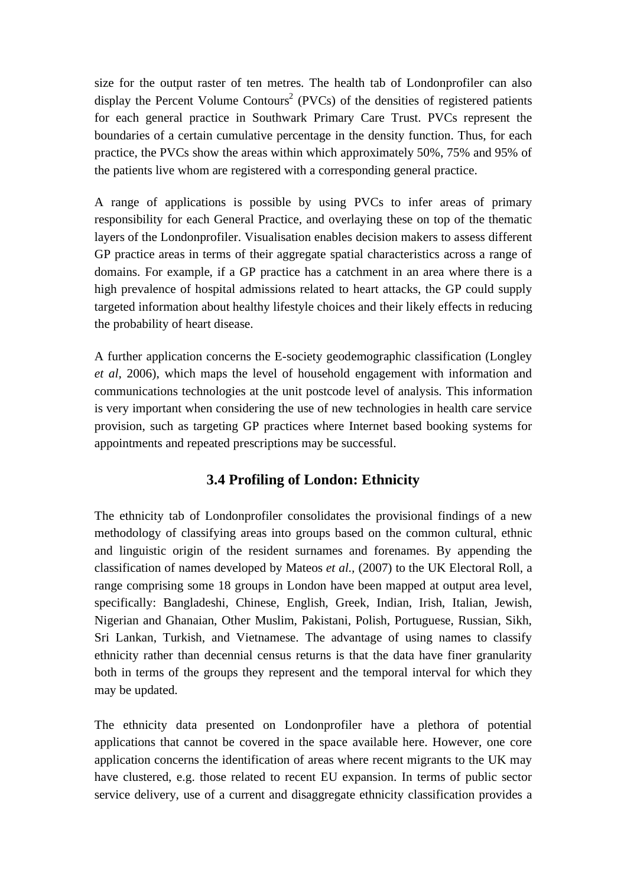size for the output raster of ten metres. The health tab of Londonprofiler can also display the Percent Volume Contours[2] (PVCs) of the densities of registered patients for each general practice in Southwark Primary Care Trust. PVCs represent the boundaries of a certain cumulative percentage in the density function. Thus, for each practice, the PVCs show the areas within which approximately 50%, 75% and 95% of the patients live whom are registered with a corresponding general practice.

A range of applications is possible by using PVCs to infer areas of primary responsibility for each General Practice, and overlaying these on top of the thematic layers of the Londonprofiler. Visualisation enables decision makers to assess different GP practice areas in terms of their aggregate spatial characteristics across a range of domains. For example, if a GP practice has a catchment in an area where there is a high prevalence of hospital admissions related to heart attacks, the GP could supply targeted information about healthy lifestyle choices and their likely effects in reducing the probability of heart disease.

A further application concerns the E-society geodemographic classification (Longley *et al,* 2006), which maps the level of household engagement with information and communications technologies at the unit postcode level of analysis. This information is very important when considering the use of new technologies in health care service provision, such as targeting GP practices where Internet based booking systems for appointments and repeated prescriptions may be successful.

### 3.4 Profiling of London: Ethnicity

The ethnicity tab of Londonprofiler consolidates the provisional findings of a new methodology of classifying areas into groups based on the common cultural, ethnic and linguistic origin of the resident surnames and forenames. By appending the classification of names developed by Mateos *et al.,* (2007) to the UK Electoral Roll, a range comprising some 18 groups in London have been mapped at output area level, specifically: Bangladeshi, Chinese, English, Greek, Indian, Irish, Italian, Jewish, Nigerian and Ghanaian, Other Muslim, Pakistani, Polish, Portuguese, Russian, Sikh, Sri Lankan, Turkish, and Vietnamese. The advantage of using names to classify ethnicity rather than decennial census returns is that the data have finer granularity both in terms of the groups they represent and the temporal interval for which they may be updated.

The ethnicity data presented on Londonprofiler have a plethora of potential applications that cannot be covered in the space available here. However, one core application concerns the identification of areas where recent migrants to the UK may have clustered, e.g. those related to recent EU expansion. In terms of public sector service delivery, use of a current and disaggregate ethnicity classification provides a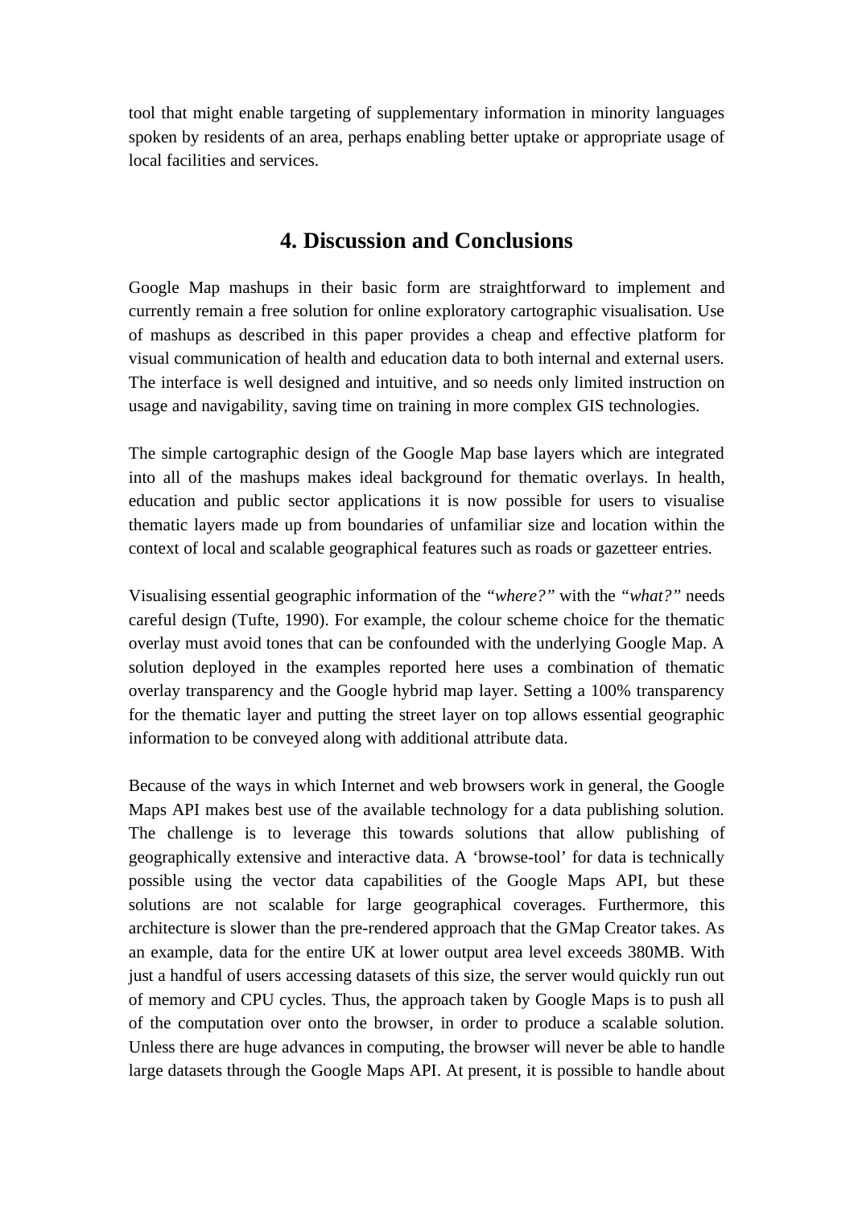tool that might enable targeting of supplementary information in minority languages spoken by residents of an area, perhaps enabling better uptake or appropriate usage of local facilities and services.

## 4. Discussion and Conclusions

Google Map mashups in their basic form are straightforward to implement and currently remain a free solution for online exploratory cartographic visualisation. Use of mashups as described in this paper provides a cheap and effective platform for visual communication of health and education data to both internal and external users. The interface is well designed and intuitive, and so needs only limited instruction on usage and navigability, saving time on training in more complex GIS technologies.

The simple cartographic design of the Google Map base layers which are integrated into all of the mashups makes ideal background for thematic overlays. In health, education and public sector applications it is now possible for users to visualise thematic layers made up from boundaries of unfamiliar size and location within the context of local and scalable geographical features such as roads or gazetteer entries.

Visualising essential geographic information of the *"where?"* with the *"what?"* needs careful design (Tufte, 1990). For example, the colour scheme choice for the thematic overlay must avoid tones that can be confounded with the underlying Google Map. A solution deployed in the examples reported here uses a combination of thematic overlay transparency and the Google hybrid map layer. Setting a 100% transparency for the thematic layer and putting the street layer on top allows essential geographic information to be conveyed along with additional attribute data.

Because of the ways in which Internet and web browsers work in general, the Google Maps API makes best use of the available technology for a data publishing solution. The challenge is to leverage this towards solutions that allow publishing of geographically extensive and interactive data. A 'browse-tool' for data is technically possible using the vector data capabilities of the Google Maps API, but these solutions are not scalable for large geographical coverages. Furthermore, this architecture is slower than the pre-rendered approach that the GMap Creator takes. As an example, data for the entire UK at lower output area level exceeds 380MB. With just a handful of users accessing datasets of this size, the server would quickly run out of memory and CPU cycles. Thus, the approach taken by Google Maps is to push all of the computation over onto the browser, in order to produce a scalable solution. Unless there are huge advances in computing, the browser will never be able to handle large datasets through the Google Maps API. At present, it is possible to handle about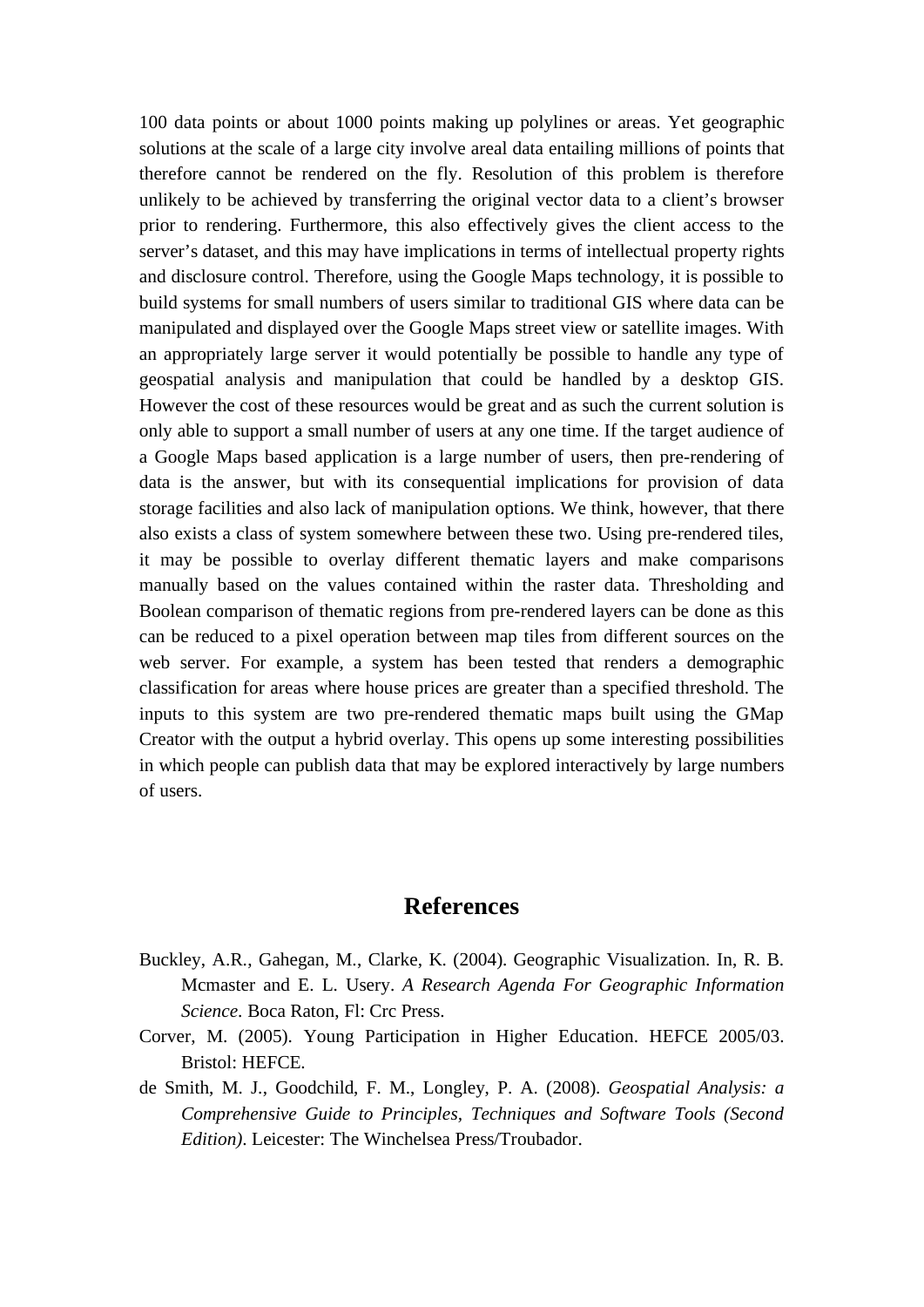100 data points or about 1000 points making up polylines or areas. Yet geographic solutions at the scale of a large city involve areal data entailing millions of points that therefore cannot be rendered on the fly. Resolution of this problem is therefore unlikely to be achieved by transferring the original vector data to a client's browser prior to rendering. Furthermore, this also effectively gives the client access to the server's dataset, and this may have implications in terms of intellectual property rights and disclosure control. Therefore, using the Google Maps technology, it is possible to build systems for small numbers of users similar to traditional GIS where data can be manipulated and displayed over the Google Maps street view or satellite images. With an appropriately large server it would potentially be possible to handle any type of geospatial analysis and manipulation that could be handled by a desktop GIS. However the cost of these resources would be great and as such the current solution is only able to support a small number of users at any one time. If the target audience of a Google Maps based application is a large number of users, then pre-rendering of data is the answer, but with its consequential implications for provision of data storage facilities and also lack of manipulation options. We think, however, that there also exists a class of system somewhere between these two. Using pre-rendered tiles, it may be possible to overlay different thematic layers and make comparisons manually based on the values contained within the raster data. Thresholding and Boolean comparison of thematic regions from pre-rendered layers can be done as this can be reduced to a pixel operation between map tiles from different sources on the web server. For example, a system has been tested that renders a demographic classification for areas where house prices are greater than a specified threshold. The inputs to this system are two pre-rendered thematic maps built using the GMap Creator with the output a hybrid overlay. This opens up some interesting possibilities in which people can publish data that may be explored interactively by large numbers of users.

## References

Buckley, A.R., Gahegan, M., Clarke, K. (2004). Geographic Visualization. In, R. B. Mcmaster and E. L. Usery. *A Research Agenda For Geographic Information Science*. Boca Raton, Fl: Crc Press.

Corver, M. (2005). Young Participation in Higher Education. HEFCE 2005/03. Bristol: HEFCE.

de Smith, M. J., Goodchild, F. M., Longley, P. A. (2008). *Geospatial Analysis: a Comprehensive Guide to Principles, Techniques and Software Tools (Second Edition)*. Leicester: The Winchelsea Press/Troubador.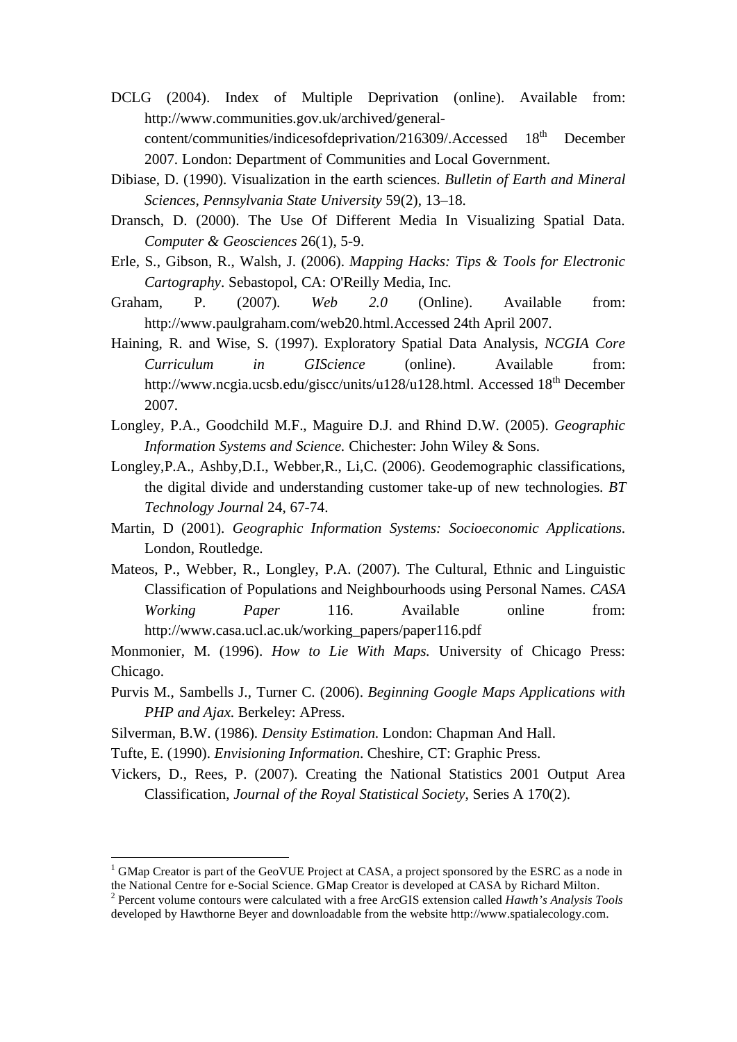DCLG (2004). Index of Multiple Deprivation (online). Available from: http://www.communities.gov.uk/archived/general-content/communities/indicesofdeprivation/216309/.Accessed 18th December 2007. London: Department of Communities and Local Government.

Dibiase, D. (1990). Visualization in the earth sciences. *Bulletin of Earth and Mineral Sciences, Pennsylvania State University* 59(2), 13–18.

Dransch, D. (2000). The Use Of Different Media In Visualizing Spatial Data. *Computer & Geosciences* 26(1), 5-9.

Erle, S., Gibson, R., Walsh, J. (2006). *Mapping Hacks: Tips & Tools for Electronic Cartography*. Sebastopol, CA: O'Reilly Media, Inc.

Graham, P. (2007). *Web 2.0* (Online). Available from: http://www.paulgraham.com/web20.html.Accessed 24th April 2007.

Haining, R. and Wise, S. (1997). Exploratory Spatial Data Analysis, *NCGIA Core Curriculum in GIScience* (online). Available from: http://www.ncgia.ucsb.edu/giscc/units/u128/u128.html. Accessed 18th December 2007.

Longley, P.A., Goodchild M.F., Maguire D.J. and Rhind D.W. (2005). *Geographic Information Systems and Science.* Chichester: John Wiley & Sons.

Longley,P.A., Ashby,D.I., Webber,R., Li,C. (2006). Geodemographic classifications, the digital divide and understanding customer take-up of new technologies. *BT Technology Journal* 24, 67-74.

Martin, D (2001). *Geographic Information Systems: Socioeconomic Applications.* London, Routledge.

Mateos, P., Webber, R., Longley, P.A. (2007). The Cultural, Ethnic and Linguistic Classification of Populations and Neighbourhoods using Personal Names. *CASA Working Paper* 116. Available online from: http://www.casa.ucl.ac.uk/working_papers/paper116.pdf

Monmonier, M. (1996). *How to Lie With Maps.* University of Chicago Press: Chicago.

Purvis M., Sambells J., Turner C. (2006). *Beginning Google Maps Applications with PHP and Ajax.* Berkeley: APress.

Silverman, B.W. (1986). *Density Estimation.* London: Chapman And Hall.

Tufte, E. (1990). *Envisioning Information.* Cheshire, CT: Graphic Press.

Vickers, D., Rees, P. (2007). Creating the National Statistics 2001 Output Area Classification, *Journal of the Royal Statistical Society*, Series A 170(2).

---

[1] GMap Creator is part of the GeoVUE Project at CASA, a project sponsored by the ESRC as a node in the National Centre for e-Social Science. GMap Creator is developed at CASA by Richard Milton.

[2] Percent volume contours were calculated with a free ArcGIS extension called *Hawth's Analysis Tools* developed by Hawthorne Beyer and downloadable from the website http://www.spatialecology.com.